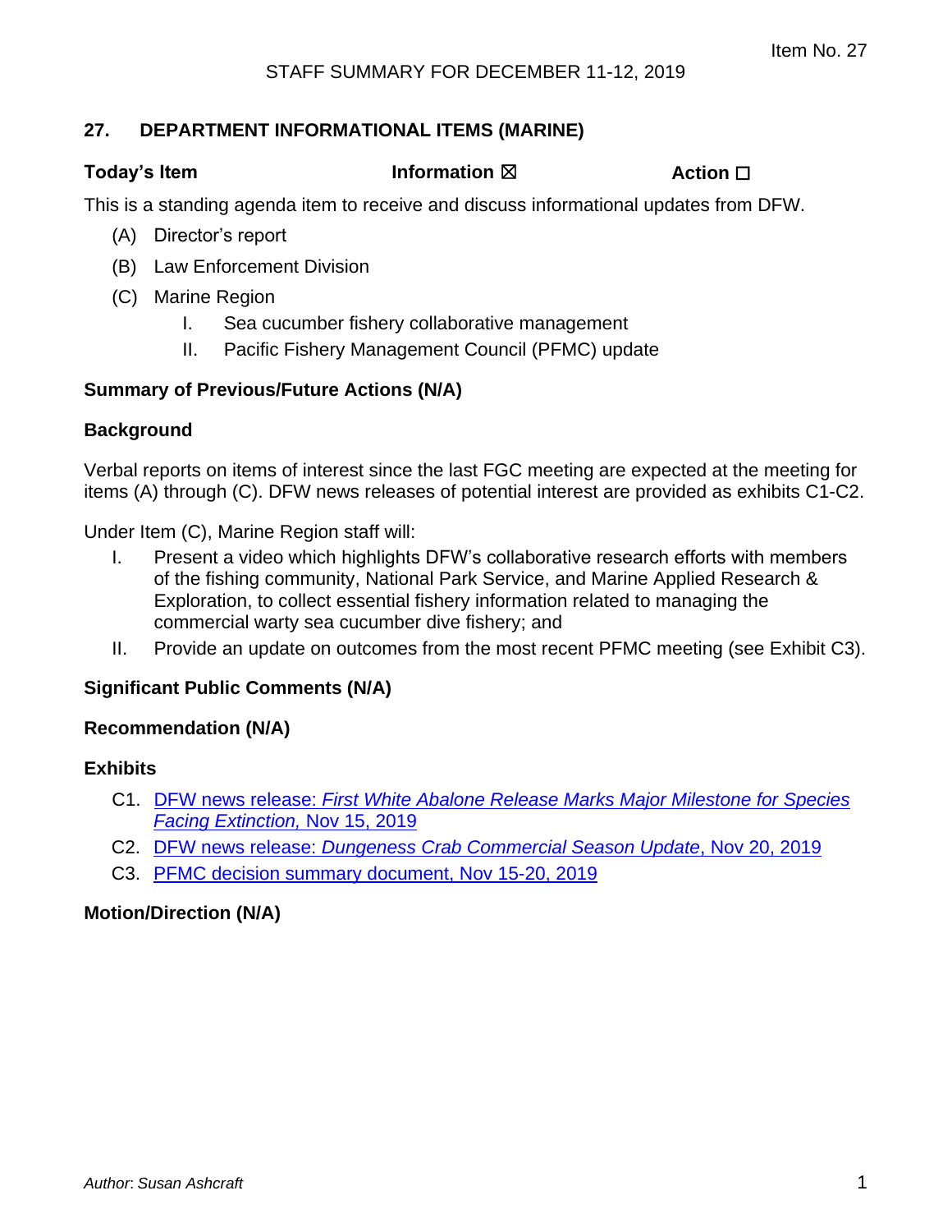Item No. 27

STAFF SUMMARY FOR DECEMBER 11-12, 2019

## 27. DEPARTMENT INFORMATIONAL ITEMS (MARINE)

**Today's Item** **Information ☒** **Action ☐**

This is a standing agenda item to receive and discuss informational updates from DFW.

(A) Director's report

(B) Law Enforcement Division

(C) Marine Region

I. Sea cucumber fishery collaborative management

II. Pacific Fishery Management Council (PFMC) update

### Summary of Previous/Future Actions (N/A)

### Background

Verbal reports on items of interest since the last FGC meeting are expected at the meeting for items (A) through (C). DFW news releases of potential interest are provided as exhibits C1-C2.

Under Item (C), Marine Region staff will:

I. Present a video which highlights DFW's collaborative research efforts with members of the fishing community, National Park Service, and Marine Applied Research & Exploration, to collect essential fishery information related to managing the commercial warty sea cucumber dive fishery; and

II. Provide an update on outcomes from the most recent PFMC meeting (see Exhibit C3).

### Significant Public Comments (N/A)

### Recommendation (N/A)

### Exhibits

C1. DFW news release: *First White Abalone Release Marks Major Milestone for Species Facing Extinction,* Nov 15, 2019

C2. DFW news release: *Dungeness Crab Commercial Season Update*, Nov 20, 2019

C3. PFMC decision summary document, Nov 15-20, 2019

### Motion/Direction (N/A)

*Author: Susan Ashcraft*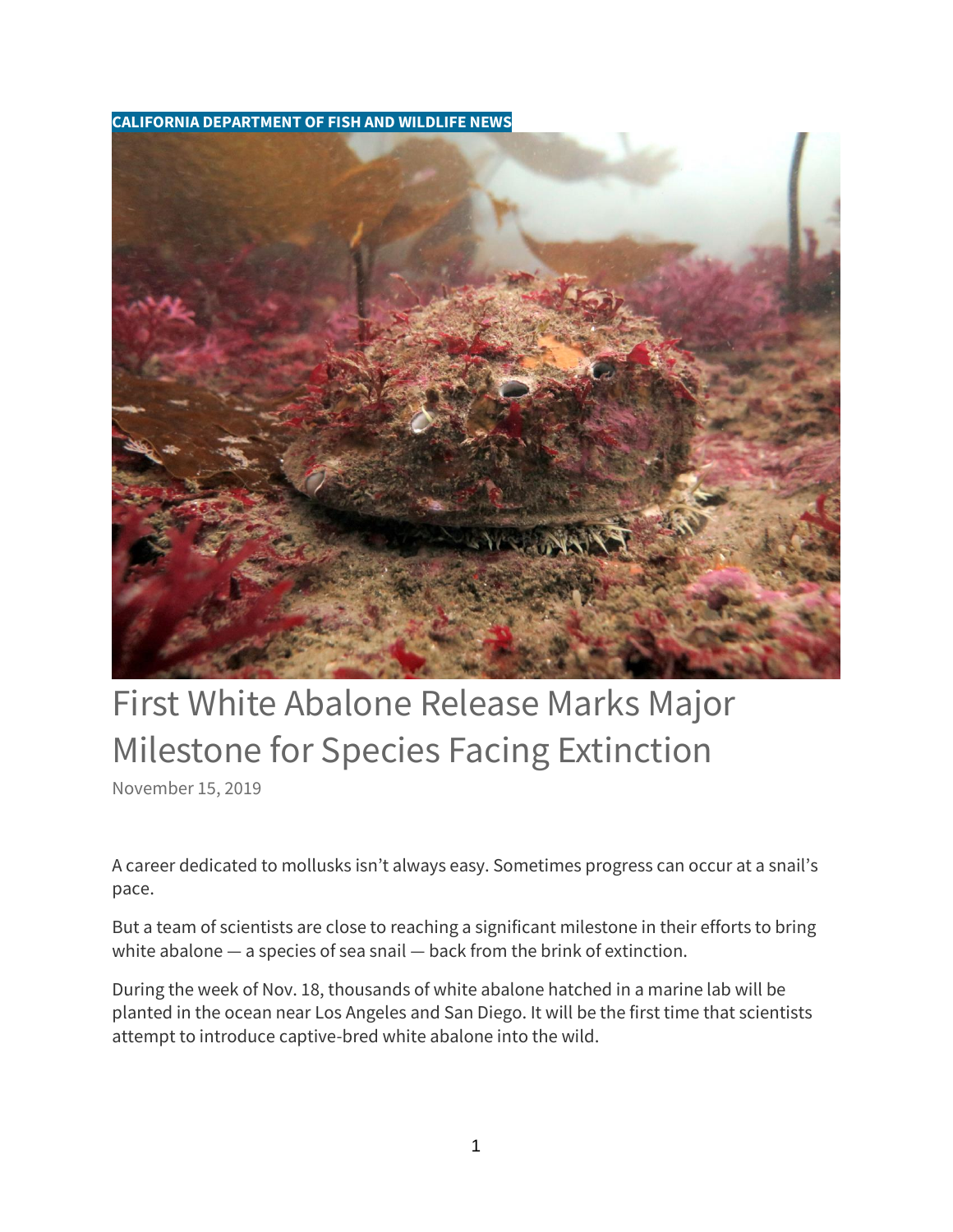**CALIFORNIA DEPARTMENT OF FISH AND WILDLIFE NEWS**

# First White Abalone Release Marks Major Milestone for Species Facing Extinction

November 15, 2019

A career dedicated to mollusks isn't always easy. Sometimes progress can occur at a snail's pace.

But a team of scientists are close to reaching a significant milestone in their efforts to bring white abalone — a species of sea snail — back from the brink of extinction.

During the week of Nov. 18, thousands of white abalone hatched in a marine lab will be planted in the ocean near Los Angeles and San Diego. It will be the first time that scientists attempt to introduce captive-bred white abalone into the wild.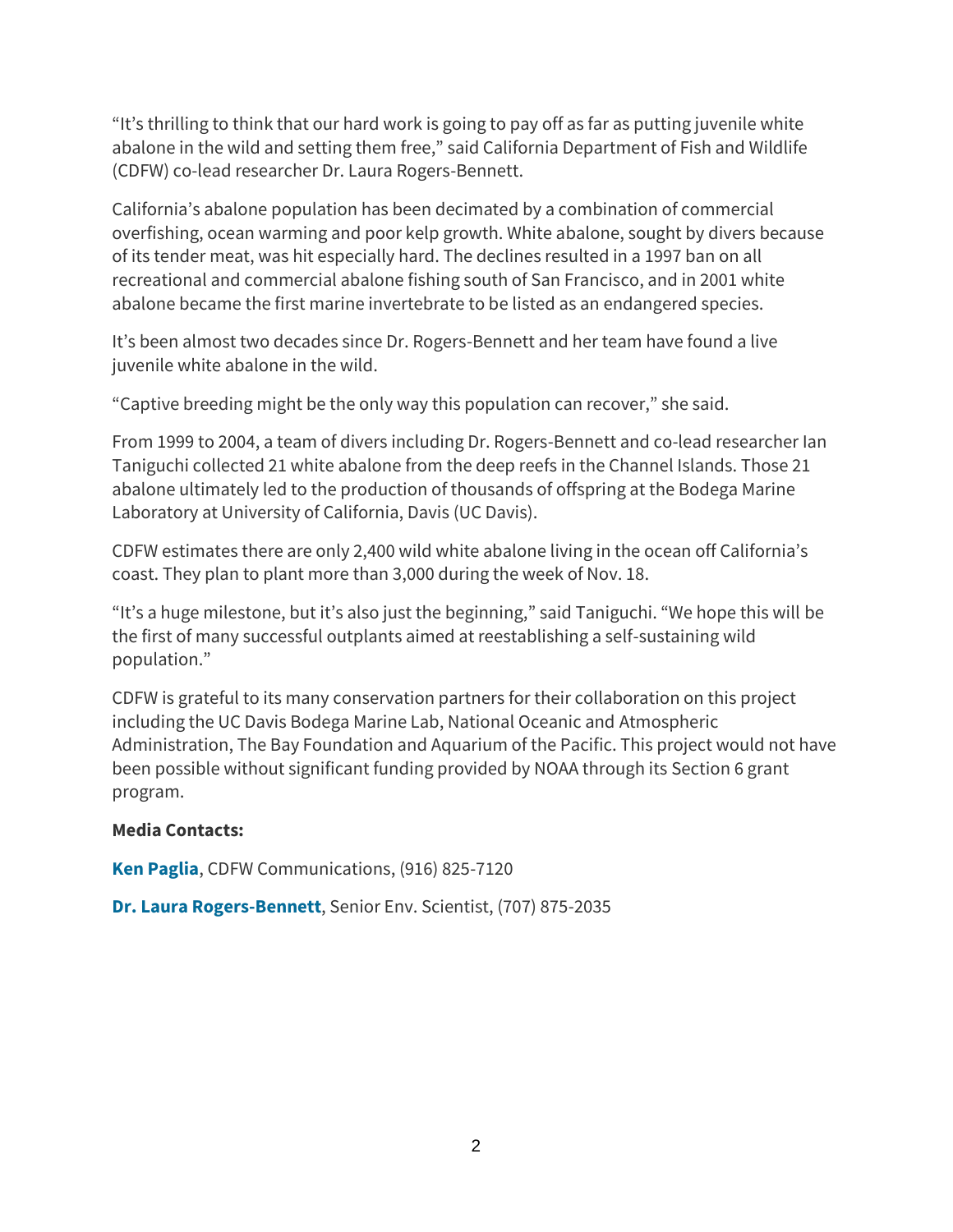"It's thrilling to think that our hard work is going to pay off as far as putting juvenile white abalone in the wild and setting them free," said California Department of Fish and Wildlife (CDFW) co-lead researcher Dr. Laura Rogers-Bennett.

California's abalone population has been decimated by a combination of commercial overfishing, ocean warming and poor kelp growth. White abalone, sought by divers because of its tender meat, was hit especially hard. The declines resulted in a 1997 ban on all recreational and commercial abalone fishing south of San Francisco, and in 2001 white abalone became the first marine invertebrate to be listed as an endangered species.

It's been almost two decades since Dr. Rogers-Bennett and her team have found a live juvenile white abalone in the wild.

"Captive breeding might be the only way this population can recover," she said.

From 1999 to 2004, a team of divers including Dr. Rogers-Bennett and co-lead researcher Ian Taniguchi collected 21 white abalone from the deep reefs in the Channel Islands. Those 21 abalone ultimately led to the production of thousands of offspring at the Bodega Marine Laboratory at University of California, Davis (UC Davis).

CDFW estimates there are only 2,400 wild white abalone living in the ocean off California's coast. They plan to plant more than 3,000 during the week of Nov. 18.

"It's a huge milestone, but it's also just the beginning," said Taniguchi. "We hope this will be the first of many successful outplants aimed at reestablishing a self-sustaining wild population."

CDFW is grateful to its many conservation partners for their collaboration on this project including the UC Davis Bodega Marine Lab, National Oceanic and Atmospheric Administration, The Bay Foundation and Aquarium of the Pacific. This project would not have been possible without significant funding provided by NOAA through its Section 6 grant program.

**Media Contacts:**

**Ken Paglia**, CDFW Communications, (916) 825-7120

**Dr. Laura Rogers-Bennett**, Senior Env. Scientist, (707) 875-2035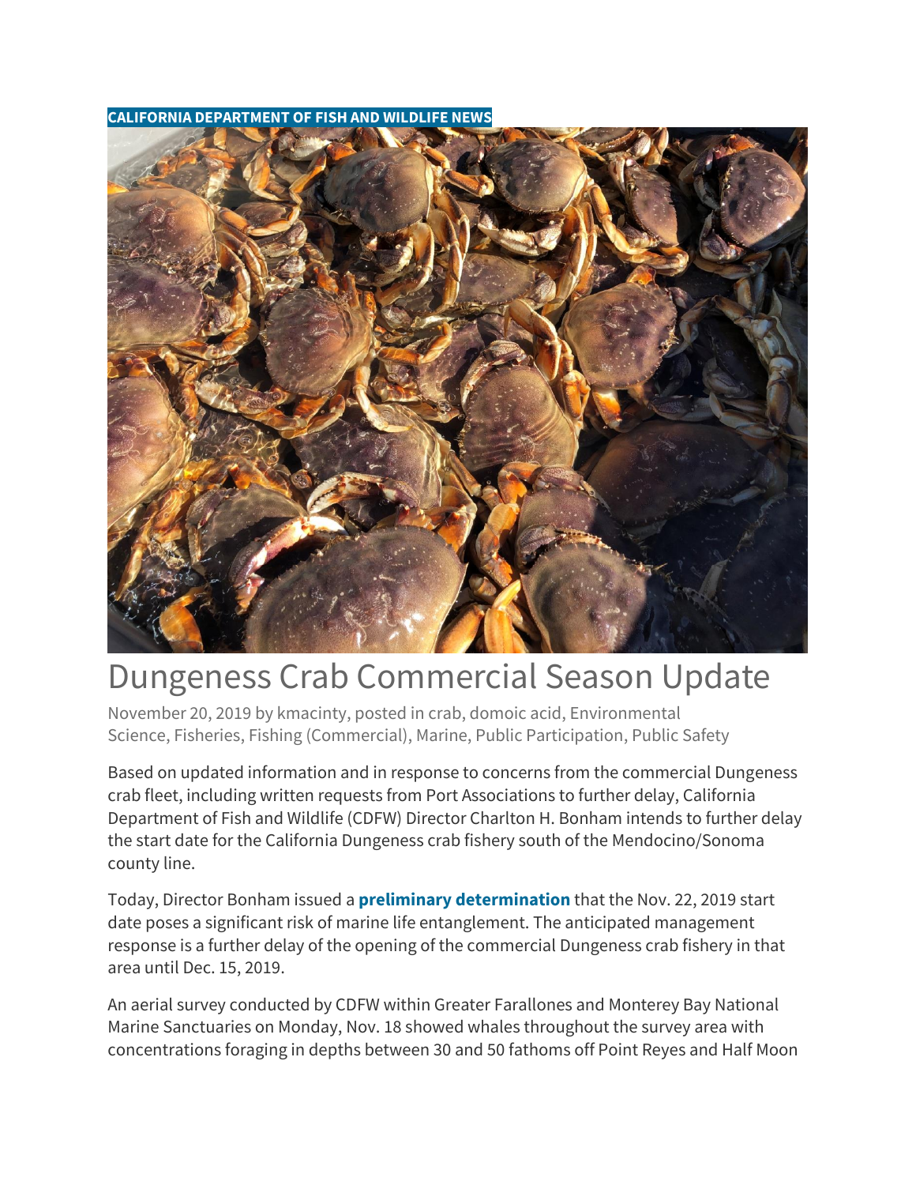CALIFORNIA DEPARTMENT OF FISH AND WILDLIFE NEWS

# Dungeness Crab Commercial Season Update

November 20, 2019 by kmacinty, posted in crab, domoic acid, Environmental Science, Fisheries, Fishing (Commercial), Marine, Public Participation, Public Safety

Based on updated information and in response to concerns from the commercial Dungeness crab fleet, including written requests from Port Associations to further delay, California Department of Fish and Wildlife (CDFW) Director Charlton H. Bonham intends to further delay the start date for the California Dungeness crab fishery south of the Mendocino/Sonoma county line.

Today, Director Bonham issued a **preliminary determination** that the Nov. 22, 2019 start date poses a significant risk of marine life entanglement. The anticipated management response is a further delay of the opening of the commercial Dungeness crab fishery in that area until Dec. 15, 2019.

An aerial survey conducted by CDFW within Greater Farallones and Monterey Bay National Marine Sanctuaries on Monday, Nov. 18 showed whales throughout the survey area with concentrations foraging in depths between 30 and 50 fathoms off Point Reyes and Half Moon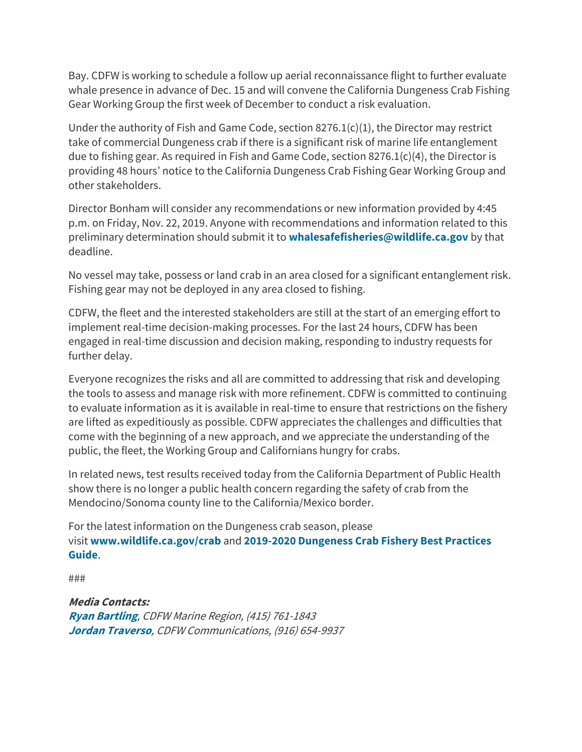Bay. CDFW is working to schedule a follow up aerial reconnaissance flight to further evaluate whale presence in advance of Dec. 15 and will convene the California Dungeness Crab Fishing Gear Working Group the first week of December to conduct a risk evaluation.

Under the authority of Fish and Game Code, section 8276.1(c)(1), the Director may restrict take of commercial Dungeness crab if there is a significant risk of marine life entanglement due to fishing gear. As required in Fish and Game Code, section 8276.1(c)(4), the Director is providing 48 hours' notice to the California Dungeness Crab Fishing Gear Working Group and other stakeholders.

Director Bonham will consider any recommendations or new information provided by 4:45 p.m. on Friday, Nov. 22, 2019. Anyone with recommendations and information related to this preliminary determination should submit it to **whalesafefisheries@wildlife.ca.gov** by that deadline.

No vessel may take, possess or land crab in an area closed for a significant entanglement risk. Fishing gear may not be deployed in any area closed to fishing.

CDFW, the fleet and the interested stakeholders are still at the start of an emerging effort to implement real-time decision-making processes. For the last 24 hours, CDFW has been engaged in real-time discussion and decision making, responding to industry requests for further delay.

Everyone recognizes the risks and all are committed to addressing that risk and developing the tools to assess and manage risk with more refinement. CDFW is committed to continuing to evaluate information as it is available in real-time to ensure that restrictions on the fishery are lifted as expeditiously as possible. CDFW appreciates the challenges and difficulties that come with the beginning of a new approach, and we appreciate the understanding of the public, the fleet, the Working Group and Californians hungry for crabs.

In related news, test results received today from the California Department of Public Health show there is no longer a public health concern regarding the safety of crab from the Mendocino/Sonoma county line to the California/Mexico border.

For the latest information on the Dungeness crab season, please visit **www.wildlife.ca.gov/crab** and **2019-2020 Dungeness Crab Fishery Best Practices Guide**.

###

***Media Contacts:***
***Ryan Bartling****, CDFW Marine Region, (415) 761-1843*
***Jordan Traverso****, CDFW Communications, (916) 654-9937*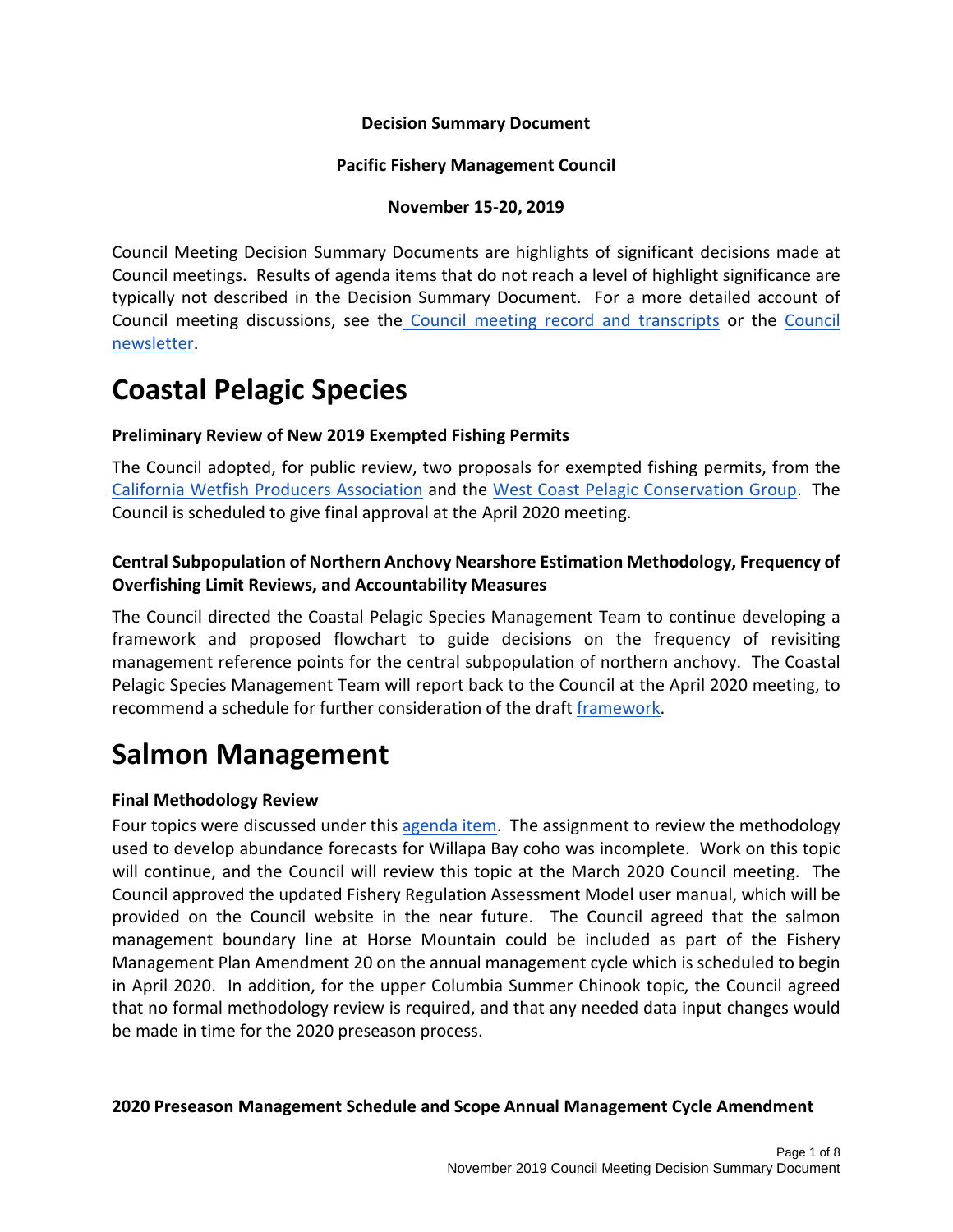**Decision Summary Document**

**Pacific Fishery Management Council**

**November 15-20, 2019**

Council Meeting Decision Summary Documents are highlights of significant decisions made at Council meetings. Results of agenda items that do not reach a level of highlight significance are typically not described in the Decision Summary Document. For a more detailed account of Council meeting discussions, see the Council meeting record and transcripts or the Council newsletter.

# Coastal Pelagic Species

### Preliminary Review of New 2019 Exempted Fishing Permits

The Council adopted, for public review, two proposals for exempted fishing permits, from the California Wetfish Producers Association and the West Coast Pelagic Conservation Group. The Council is scheduled to give final approval at the April 2020 meeting.

### Central Subpopulation of Northern Anchovy Nearshore Estimation Methodology, Frequency of Overfishing Limit Reviews, and Accountability Measures

The Council directed the Coastal Pelagic Species Management Team to continue developing a framework and proposed flowchart to guide decisions on the frequency of revisiting management reference points for the central subpopulation of northern anchovy. The Coastal Pelagic Species Management Team will report back to the Council at the April 2020 meeting, to recommend a schedule for further consideration of the draft framework.

# Salmon Management

### Final Methodology Review

Four topics were discussed under this agenda item. The assignment to review the methodology used to develop abundance forecasts for Willapa Bay coho was incomplete. Work on this topic will continue, and the Council will review this topic at the March 2020 Council meeting. The Council approved the updated Fishery Regulation Assessment Model user manual, which will be provided on the Council website in the near future. The Council agreed that the salmon management boundary line at Horse Mountain could be included as part of the Fishery Management Plan Amendment 20 on the annual management cycle which is scheduled to begin in April 2020. In addition, for the upper Columbia Summer Chinook topic, the Council agreed that no formal methodology review is required, and that any needed data input changes would be made in time for the 2020 preseason process.

### 2020 Preseason Management Schedule and Scope Annual Management Cycle Amendment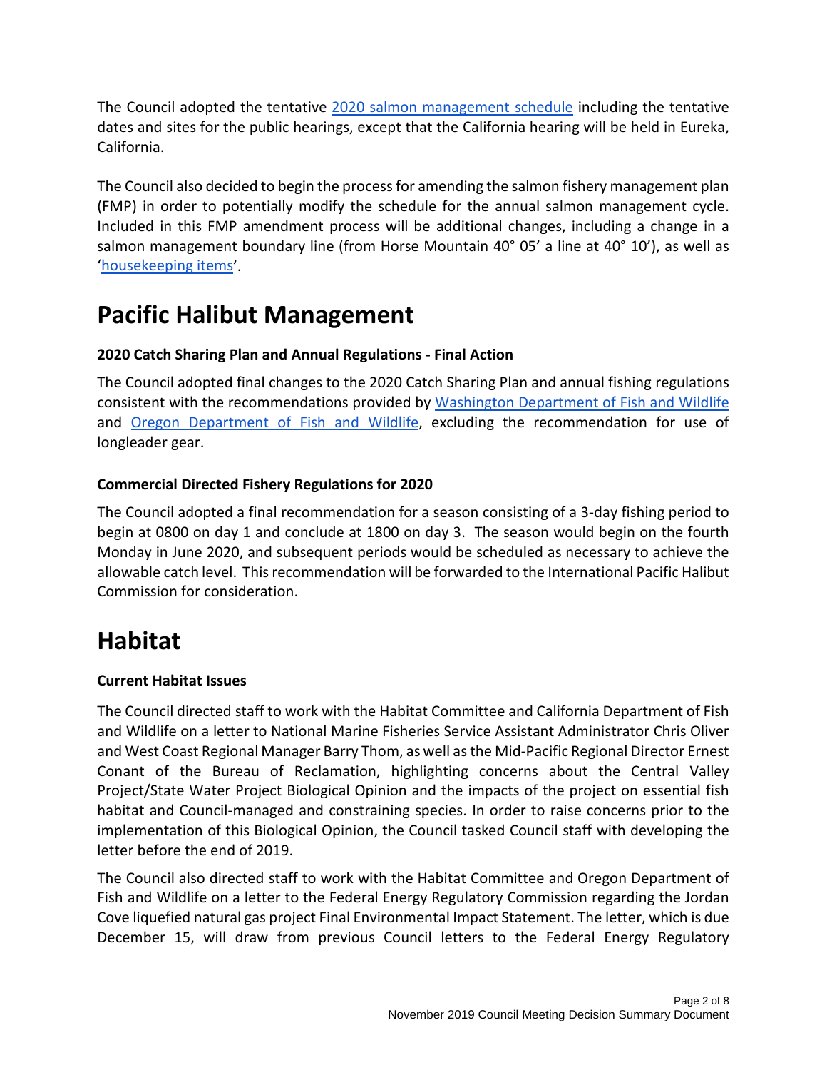The Council adopted the tentative 2020 salmon management schedule including the tentative dates and sites for the public hearings, except that the California hearing will be held in Eureka, California.

The Council also decided to begin the process for amending the salmon fishery management plan (FMP) in order to potentially modify the schedule for the annual salmon management cycle. Included in this FMP amendment process will be additional changes, including a change in a salmon management boundary line (from Horse Mountain 40° 05' a line at 40° 10'), as well as 'housekeeping items'.

# Pacific Halibut Management

### 2020 Catch Sharing Plan and Annual Regulations - Final Action

The Council adopted final changes to the 2020 Catch Sharing Plan and annual fishing regulations consistent with the recommendations provided by Washington Department of Fish and Wildlife and Oregon Department of Fish and Wildlife, excluding the recommendation for use of longleader gear.

### Commercial Directed Fishery Regulations for 2020

The Council adopted a final recommendation for a season consisting of a 3-day fishing period to begin at 0800 on day 1 and conclude at 1800 on day 3. The season would begin on the fourth Monday in June 2020, and subsequent periods would be scheduled as necessary to achieve the allowable catch level. This recommendation will be forwarded to the International Pacific Halibut Commission for consideration.

# Habitat

### Current Habitat Issues

The Council directed staff to work with the Habitat Committee and California Department of Fish and Wildlife on a letter to National Marine Fisheries Service Assistant Administrator Chris Oliver and West Coast Regional Manager Barry Thom, as well as the Mid-Pacific Regional Director Ernest Conant of the Bureau of Reclamation, highlighting concerns about the Central Valley Project/State Water Project Biological Opinion and the impacts of the project on essential fish habitat and Council-managed and constraining species. In order to raise concerns prior to the implementation of this Biological Opinion, the Council tasked Council staff with developing the letter before the end of 2019.

The Council also directed staff to work with the Habitat Committee and Oregon Department of Fish and Wildlife on a letter to the Federal Energy Regulatory Commission regarding the Jordan Cove liquefied natural gas project Final Environmental Impact Statement. The letter, which is due December 15, will draw from previous Council letters to the Federal Energy Regulatory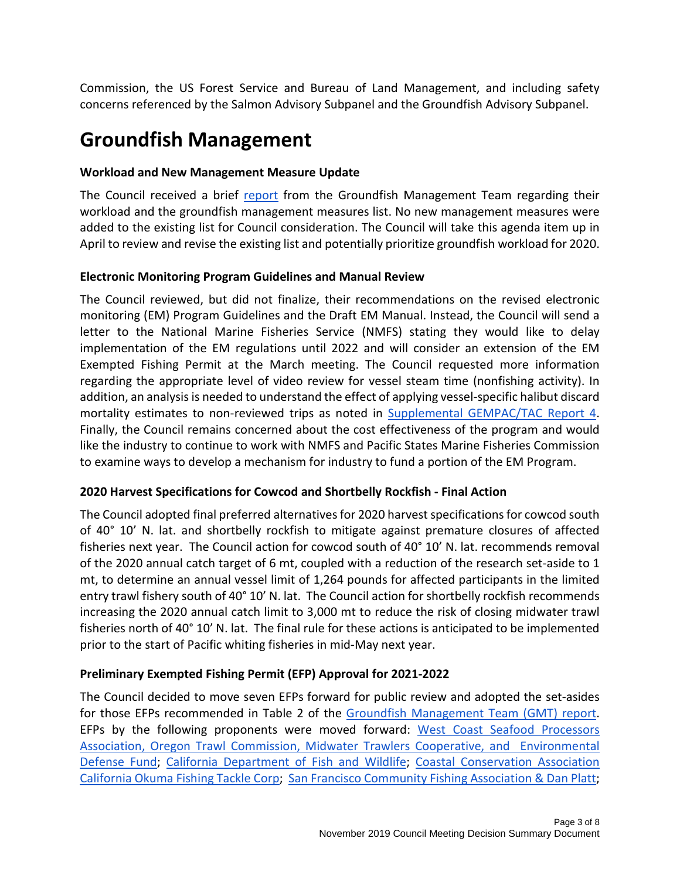Commission, the US Forest Service and Bureau of Land Management, and including safety concerns referenced by the Salmon Advisory Subpanel and the Groundfish Advisory Subpanel.

# Groundfish Management

### Workload and New Management Measure Update

The Council received a brief report from the Groundfish Management Team regarding their workload and the groundfish management measures list. No new management measures were added to the existing list for Council consideration. The Council will take this agenda item up in April to review and revise the existing list and potentially prioritize groundfish workload for 2020.

### Electronic Monitoring Program Guidelines and Manual Review

The Council reviewed, but did not finalize, their recommendations on the revised electronic monitoring (EM) Program Guidelines and the Draft EM Manual. Instead, the Council will send a letter to the National Marine Fisheries Service (NMFS) stating they would like to delay implementation of the EM regulations until 2022 and will consider an extension of the EM Exempted Fishing Permit at the March meeting. The Council requested more information regarding the appropriate level of video review for vessel steam time (nonfishing activity). In addition, an analysis is needed to understand the effect of applying vessel-specific halibut discard mortality estimates to non-reviewed trips as noted in Supplemental GEMPAC/TAC Report 4. Finally, the Council remains concerned about the cost effectiveness of the program and would like the industry to continue to work with NMFS and Pacific States Marine Fisheries Commission to examine ways to develop a mechanism for industry to fund a portion of the EM Program.

### 2020 Harvest Specifications for Cowcod and Shortbelly Rockfish - Final Action

The Council adopted final preferred alternatives for 2020 harvest specifications for cowcod south of 40° 10′ N. lat. and shortbelly rockfish to mitigate against premature closures of affected fisheries next year. The Council action for cowcod south of 40° 10′ N. lat. recommends removal of the 2020 annual catch target of 6 mt, coupled with a reduction of the research set-aside to 1 mt, to determine an annual vessel limit of 1,264 pounds for affected participants in the limited entry trawl fishery south of 40° 10′ N. lat. The Council action for shortbelly rockfish recommends increasing the 2020 annual catch limit to 3,000 mt to reduce the risk of closing midwater trawl fisheries north of 40° 10′ N. lat. The final rule for these actions is anticipated to be implemented prior to the start of Pacific whiting fisheries in mid-May next year.

### Preliminary Exempted Fishing Permit (EFP) Approval for 2021-2022

The Council decided to move seven EFPs forward for public review and adopted the set-asides for those EFPs recommended in Table 2 of the Groundfish Management Team (GMT) report. EFPs by the following proponents were moved forward: West Coast Seafood Processors Association, Oregon Trawl Commission, Midwater Trawlers Cooperative, and Environmental Defense Fund; California Department of Fish and Wildlife; Coastal Conservation Association California Okuma Fishing Tackle Corp; San Francisco Community Fishing Association & Dan Platt;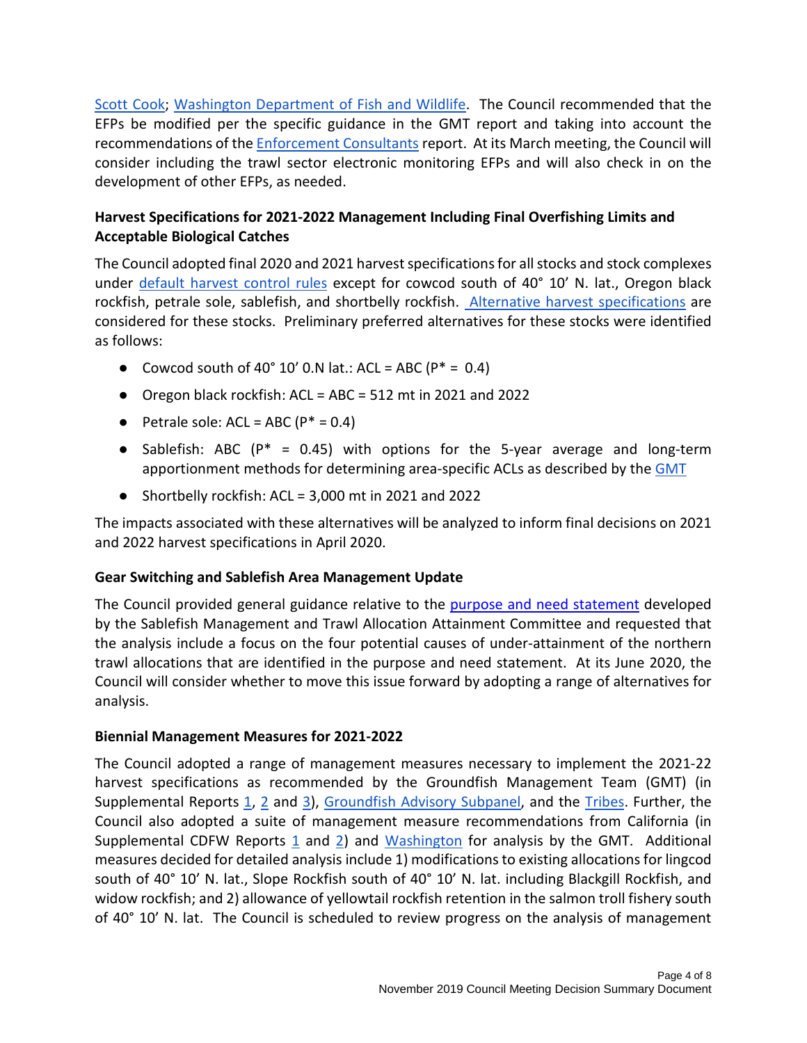Scott Cook; Washington Department of Fish and Wildlife. The Council recommended that the EFPs be modified per the specific guidance in the GMT report and taking into account the recommendations of the Enforcement Consultants report. At its March meeting, the Council will consider including the trawl sector electronic monitoring EFPs and will also check in on the development of other EFPs, as needed.

### Harvest Specifications for 2021-2022 Management Including Final Overfishing Limits and Acceptable Biological Catches

The Council adopted final 2020 and 2021 harvest specifications for all stocks and stock complexes under default harvest control rules except for cowcod south of 40° 10' N. lat., Oregon black rockfish, petrale sole, sablefish, and shortbelly rockfish. Alternative harvest specifications are considered for these stocks. Preliminary preferred alternatives for these stocks were identified as follows:

- Cowcod south of 40° 10' 0.N lat.: ACL = ABC (P* = 0.4)
- Oregon black rockfish: ACL = ABC = 512 mt in 2021 and 2022
- Petrale sole: ACL = ABC (P* = 0.4)
- Sablefish: ABC (P* = 0.45) with options for the 5-year average and long-term apportionment methods for determining area-specific ACLs as described by the GMT
- Shortbelly rockfish: ACL = 3,000 mt in 2021 and 2022

The impacts associated with these alternatives will be analyzed to inform final decisions on 2021 and 2022 harvest specifications in April 2020.

### Gear Switching and Sablefish Area Management Update

The Council provided general guidance relative to the purpose and need statement developed by the Sablefish Management and Trawl Allocation Attainment Committee and requested that the analysis include a focus on the four potential causes of under-attainment of the northern trawl allocations that are identified in the purpose and need statement. At its June 2020, the Council will consider whether to move this issue forward by adopting a range of alternatives for analysis.

### Biennial Management Measures for 2021-2022

The Council adopted a range of management measures necessary to implement the 2021-22 harvest specifications as recommended by the Groundfish Management Team (GMT) (in Supplemental Reports 1, 2 and 3), Groundfish Advisory Subpanel, and the Tribes. Further, the Council also adopted a suite of management measure recommendations from California (in Supplemental CDFW Reports 1 and 2) and Washington for analysis by the GMT. Additional measures decided for detailed analysis include 1) modifications to existing allocations for lingcod south of 40° 10' N. lat., Slope Rockfish south of 40° 10' N. lat. including Blackgill Rockfish, and widow rockfish; and 2) allowance of yellowtail rockfish retention in the salmon troll fishery south of 40° 10' N. lat. The Council is scheduled to review progress on the analysis of management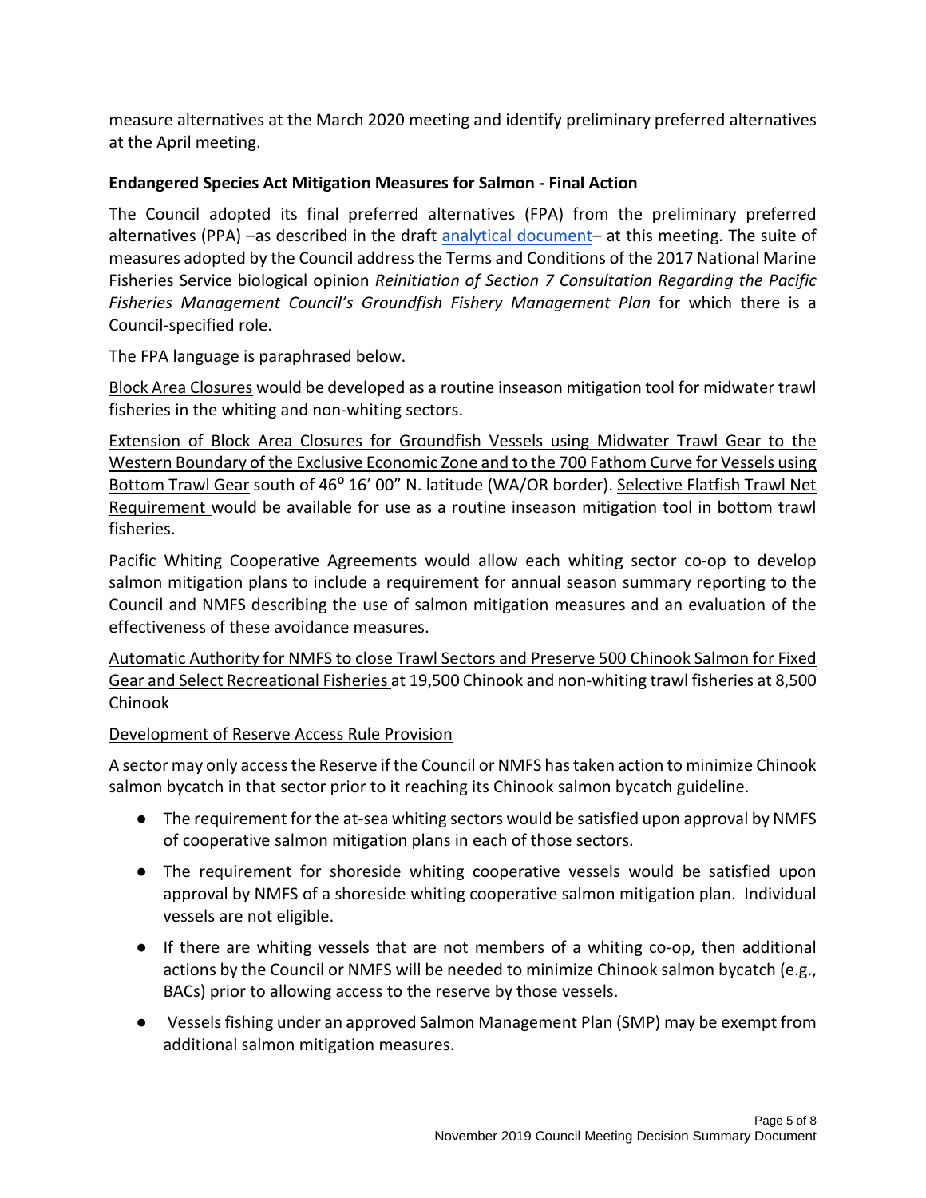measure alternatives at the March 2020 meeting and identify preliminary preferred alternatives at the April meeting.

### Endangered Species Act Mitigation Measures for Salmon - Final Action

The Council adopted its final preferred alternatives (FPA) from the preliminary preferred alternatives (PPA) –as described in the draft [analytical document](analytical document)– at this meeting. The suite of measures adopted by the Council address the Terms and Conditions of the 2017 National Marine Fisheries Service biological opinion *Reinitiation of Section 7 Consultation Regarding the Pacific Fisheries Management Council's Groundfish Fishery Management Plan* for which there is a Council-specified role.

The FPA language is paraphrased below.

Block Area Closures would be developed as a routine inseason mitigation tool for midwater trawl fisheries in the whiting and non-whiting sectors.

Extension of Block Area Closures for Groundfish Vessels using Midwater Trawl Gear to the Western Boundary of the Exclusive Economic Zone and to the 700 Fathom Curve for Vessels using Bottom Trawl Gear south of 46° 16′ 00″ N. latitude (WA/OR border). Selective Flatfish Trawl Net Requirement would be available for use as a routine inseason mitigation tool in bottom trawl fisheries.

Pacific Whiting Cooperative Agreements would allow each whiting sector co-op to develop salmon mitigation plans to include a requirement for annual season summary reporting to the Council and NMFS describing the use of salmon mitigation measures and an evaluation of the effectiveness of these avoidance measures.

Automatic Authority for NMFS to close Trawl Sectors and Preserve 500 Chinook Salmon for Fixed Gear and Select Recreational Fisheries at 19,500 Chinook and non-whiting trawl fisheries at 8,500 Chinook

Development of Reserve Access Rule Provision

A sector may only access the Reserve if the Council or NMFS has taken action to minimize Chinook salmon bycatch in that sector prior to it reaching its Chinook salmon bycatch guideline.

- The requirement for the at-sea whiting sectors would be satisfied upon approval by NMFS of cooperative salmon mitigation plans in each of those sectors.
- The requirement for shoreside whiting cooperative vessels would be satisfied upon approval by NMFS of a shoreside whiting cooperative salmon mitigation plan. Individual vessels are not eligible.
- If there are whiting vessels that are not members of a whiting co-op, then additional actions by the Council or NMFS will be needed to minimize Chinook salmon bycatch (e.g., BACs) prior to allowing access to the reserve by those vessels.
- Vessels fishing under an approved Salmon Management Plan (SMP) may be exempt from additional salmon mitigation measures.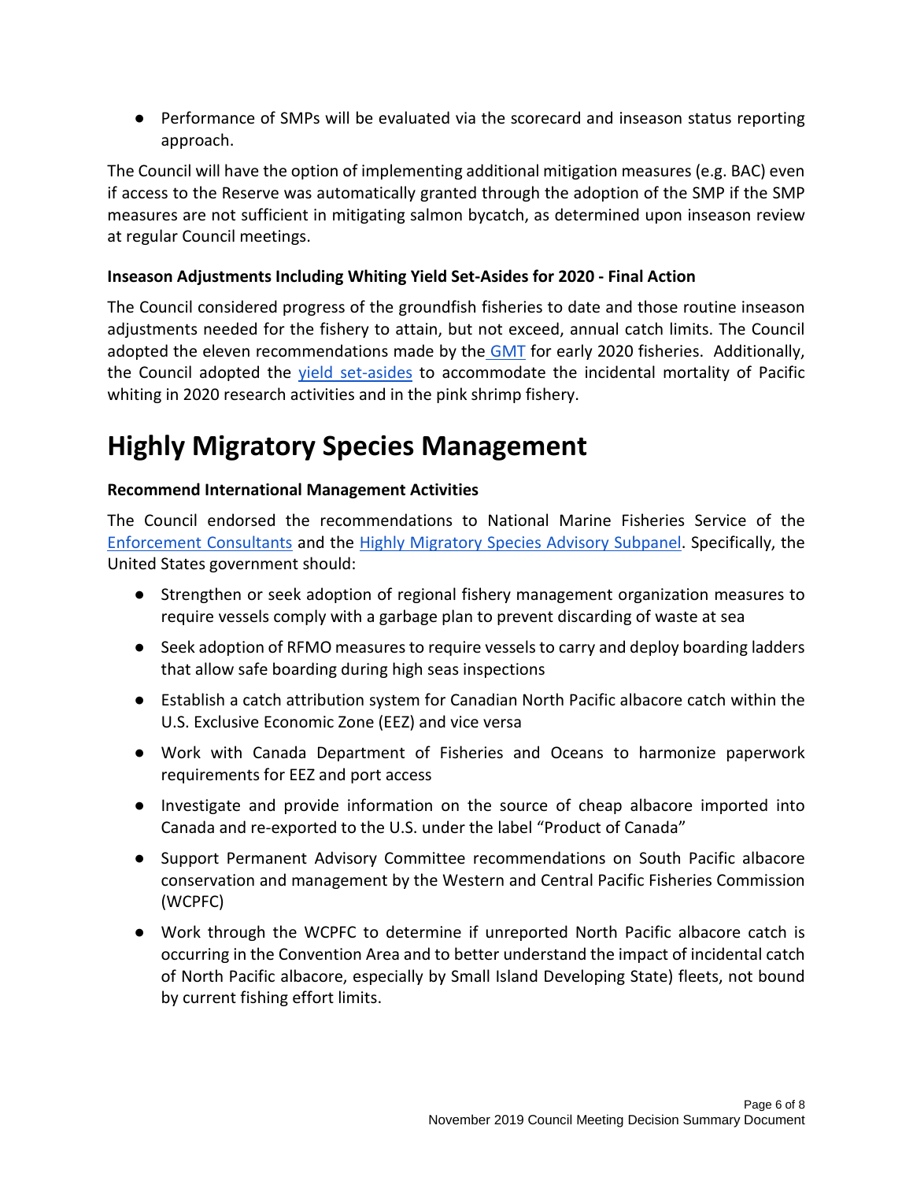- Performance of SMPs will be evaluated via the scorecard and inseason status reporting approach.

The Council will have the option of implementing additional mitigation measures (e.g. BAC) even if access to the Reserve was automatically granted through the adoption of the SMP if the SMP measures are not sufficient in mitigating salmon bycatch, as determined upon inseason review at regular Council meetings.

**Inseason Adjustments Including Whiting Yield Set-Asides for 2020 - Final Action**

The Council considered progress of the groundfish fisheries to date and those routine inseason adjustments needed for the fishery to attain, but not exceed, annual catch limits. The Council adopted the eleven recommendations made by the GMT for early 2020 fisheries. Additionally, the Council adopted the yield set-asides to accommodate the incidental mortality of Pacific whiting in 2020 research activities and in the pink shrimp fishery.

# Highly Migratory Species Management

**Recommend International Management Activities**

The Council endorsed the recommendations to National Marine Fisheries Service of the Enforcement Consultants and the Highly Migratory Species Advisory Subpanel. Specifically, the United States government should:

- Strengthen or seek adoption of regional fishery management organization measures to require vessels comply with a garbage plan to prevent discarding of waste at sea
- Seek adoption of RFMO measures to require vessels to carry and deploy boarding ladders that allow safe boarding during high seas inspections
- Establish a catch attribution system for Canadian North Pacific albacore catch within the U.S. Exclusive Economic Zone (EEZ) and vice versa
- Work with Canada Department of Fisheries and Oceans to harmonize paperwork requirements for EEZ and port access
- Investigate and provide information on the source of cheap albacore imported into Canada and re-exported to the U.S. under the label "Product of Canada"
- Support Permanent Advisory Committee recommendations on South Pacific albacore conservation and management by the Western and Central Pacific Fisheries Commission (WCPFC)
- Work through the WCPFC to determine if unreported North Pacific albacore catch is occurring in the Convention Area and to better understand the impact of incidental catch of North Pacific albacore, especially by Small Island Developing State) fleets, not bound by current fishing effort limits.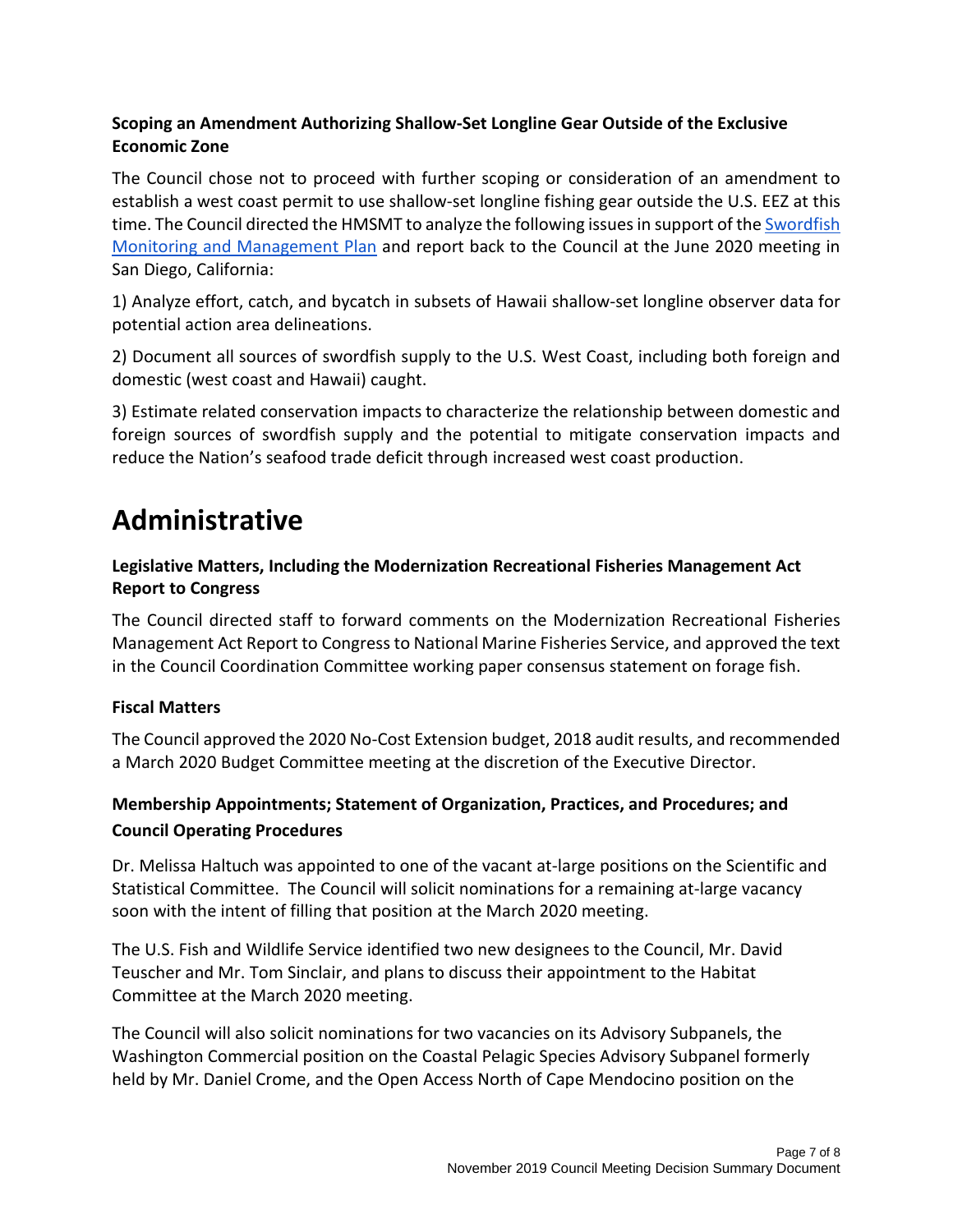### Scoping an Amendment Authorizing Shallow-Set Longline Gear Outside of the Exclusive Economic Zone

The Council chose not to proceed with further scoping or consideration of an amendment to establish a west coast permit to use shallow-set longline fishing gear outside the U.S. EEZ at this time. The Council directed the HMSMT to analyze the following issues in support of the Swordfish Monitoring and Management Plan and report back to the Council at the June 2020 meeting in San Diego, California:

1) Analyze effort, catch, and bycatch in subsets of Hawaii shallow-set longline observer data for potential action area delineations.

2) Document all sources of swordfish supply to the U.S. West Coast, including both foreign and domestic (west coast and Hawaii) caught.

3) Estimate related conservation impacts to characterize the relationship between domestic and foreign sources of swordfish supply and the potential to mitigate conservation impacts and reduce the Nation's seafood trade deficit through increased west coast production.

# Administrative

### Legislative Matters, Including the Modernization Recreational Fisheries Management Act Report to Congress

The Council directed staff to forward comments on the Modernization Recreational Fisheries Management Act Report to Congress to National Marine Fisheries Service, and approved the text in the Council Coordination Committee working paper consensus statement on forage fish.

### Fiscal Matters

The Council approved the 2020 No-Cost Extension budget, 2018 audit results, and recommended a March 2020 Budget Committee meeting at the discretion of the Executive Director.

### Membership Appointments; Statement of Organization, Practices, and Procedures; and Council Operating Procedures

Dr. Melissa Haltuch was appointed to one of the vacant at-large positions on the Scientific and Statistical Committee. The Council will solicit nominations for a remaining at-large vacancy soon with the intent of filling that position at the March 2020 meeting.

The U.S. Fish and Wildlife Service identified two new designees to the Council, Mr. David Teuscher and Mr. Tom Sinclair, and plans to discuss their appointment to the Habitat Committee at the March 2020 meeting.

The Council will also solicit nominations for two vacancies on its Advisory Subpanels, the Washington Commercial position on the Coastal Pelagic Species Advisory Subpanel formerly held by Mr. Daniel Crome, and the Open Access North of Cape Mendocino position on the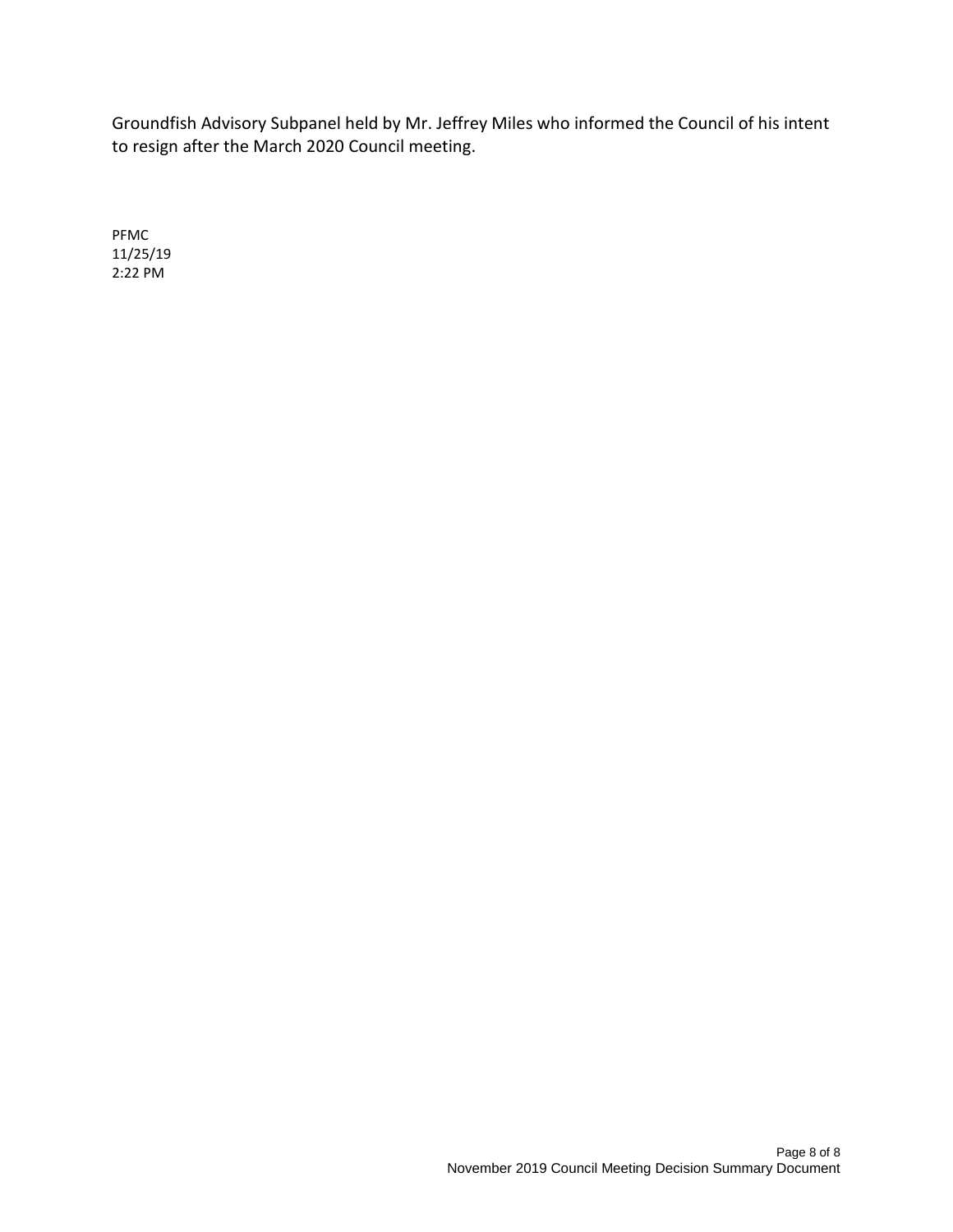Groundfish Advisory Subpanel held by Mr. Jeffrey Miles who informed the Council of his intent to resign after the March 2020 Council meeting.

PFMC
11/25/19
2:22 PM